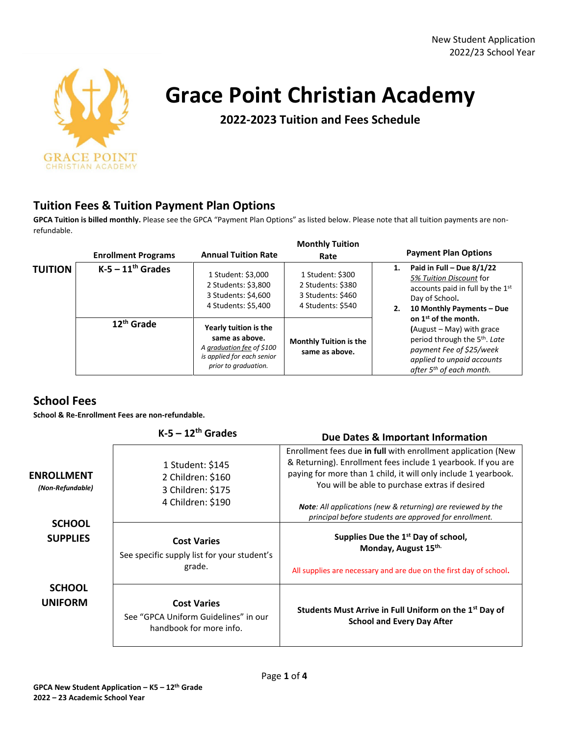New Student Application
2022/23 School Year

GRACE POINT
CHRISTIAN ACADEMY

# Grace Point Christian Academy

## 2022-2023 Tuition and Fees Schedule

## Tuition Fees & Tuition Payment Plan Options

**GPCA Tuition is billed monthly.** Please see the GPCA "Payment Plan Options" as listed below. Please note that all tuition payments are non-refundable.

| | Enrollment Programs | Annual Tuition Rate | Monthly Tuition Rate | Payment Plan Options |
|---|---|---|---|---|
| **TUITION** | **K-5 – 11th Grades** | 1 Student: $3,000<br>2 Students: $3,800<br>3 Students: $4,600<br>4 Students: $5,400 | 1 Student: $300<br>2 Students: $380<br>3 Students: $460<br>4 Students: $540 | 1. **Paid in Full – Due 8/1/22** *5% Tuition Discount* for accounts paid in full by the 1st Day of School.<br>2. **10 Monthly Payments – Due on 1st of the month.** (August – May) with grace period through the 5th. *Late payment Fee of $25/week applied to unpaid accounts after 5th of each month.* |
| | **12th Grade** | **Yearly tuition is the same as above.** *A graduation fee of $100 is applied for each senior prior to graduation.* | **Monthly Tuition is the same as above.** | |

## School Fees

**School & Re-Enrollment Fees are non-refundable.**

| | K-5 – 12th Grades | Due Dates & Important Information |
|---|---|---|
| **ENROLLMENT** *(Non-Refundable)* | 1 Student: $145<br>2 Children: $160<br>3 Children: $175<br>4 Children: $190 | Enrollment fees due **in full** with enrollment application (New & Returning). Enrollment fees include 1 yearbook. If you are paying for more than 1 child, it will only include 1 yearbook. You will be able to purchase extras if desired<br><br>***Note**: All applications (new & returning) are reviewed by the principal before students are approved for enrollment.* |
| **SCHOOL SUPPLIES** | **Cost Varies**<br>See specific supply list for your student's grade. | **Supplies Due the 1st Day of school, Monday, August 15th.**<br><br>All supplies are necessary and are due on the first day of school**.** |
| **SCHOOL UNIFORM** | **Cost Varies**<br>See "GPCA Uniform Guidelines" in our handbook for more info. | **Students Must Arrive in Full Uniform on the 1st Day of School and Every Day After** |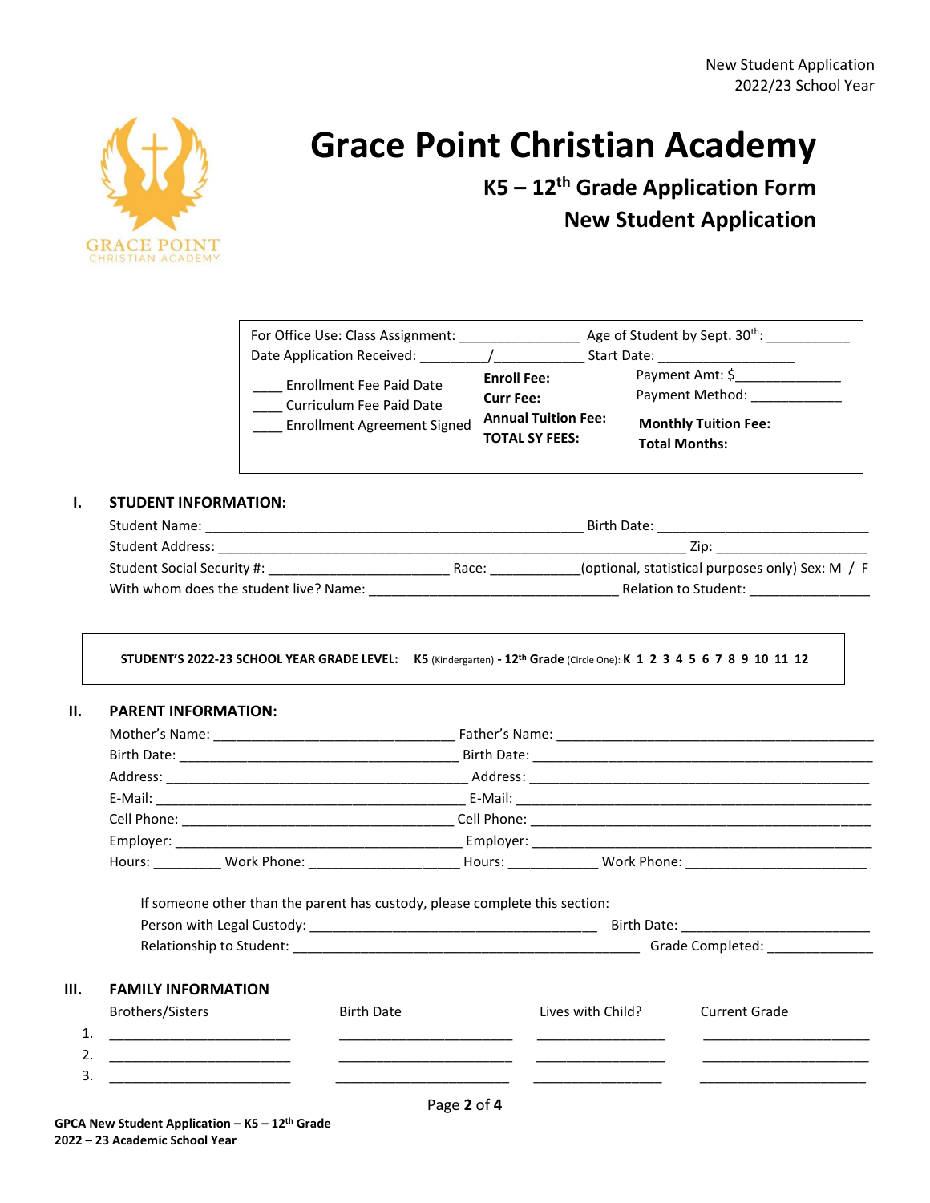# Grace Point Christian Academy

## K5 – 12th Grade Application Form

## New Student Application

New Student Application
2022/23 School Year

For Office Use: Class Assignment: _______________ Age of Student by Sept. 30th: ___________
Date Application Received: _________/___________ Start Date: __________________

____ Enrollment Fee Paid Date
____ Curriculum Fee Paid Date
____ Enrollment Agreement Signed

**Enroll Fee:**
**Curr Fee:**
**Annual Tuition Fee:**
**TOTAL SY FEES:**

Payment Amt: $______________
Payment Method: ____________
**Monthly Tuition Fee:**
**Total Months:**

## I. STUDENT INFORMATION:

Student Name: __________________________________________________ Birth Date: ___________________________
Student Address: _____________________________________________________________ Zip: ____________________
Student Social Security #: _______________________ Race: ___________(optional, statistical purposes only) Sex: M / F
With whom does the student live? Name: ________________________________ Relation to Student: ________________

**STUDENT'S 2022-23 SCHOOL YEAR GRADE LEVEL: K5** (Kindergarten) **- 12th Grade** (Circle One): **K 1 2 3 4 5 6 7 8 9 10 11 12**

## II. PARENT INFORMATION:

Mother's Name: _______________________________ Father's Name: ___________________________________________
Birth Date: ____________________________________ Birth Date: _____________________________________________
Address: _______________________________________ Address: _______________________________________________
E-Mail: ________________________________________ E-Mail: ________________________________________________
Cell Phone: ___________________________________ Cell Phone: _____________________________________________
Employer: _____________________________________ Employer: ______________________________________________
Hours: _________ Work Phone: ____________________ Hours: ____________ Work Phone: _________________________

If someone other than the parent has custody, please complete this section:
Person with Legal Custody: _____________________________________ Birth Date: _________________________
Relationship to Student: ____________________________________________ Grade Completed: ______________

## III. FAMILY INFORMATION

| | Brothers/Sisters | Birth Date | Lives with Child? | Current Grade |
|---|---|---|---|---|
| 1. | _______________________ | _______________________ | _________________ | _______________________ |
| 2. | _______________________ | _______________________ | _________________ | _______________________ |
| 3. | _______________________ | _______________________ | _________________ | _______________________ |

GPCA New Student Application – K5 – 12th Grade
2022 – 23 Academic School Year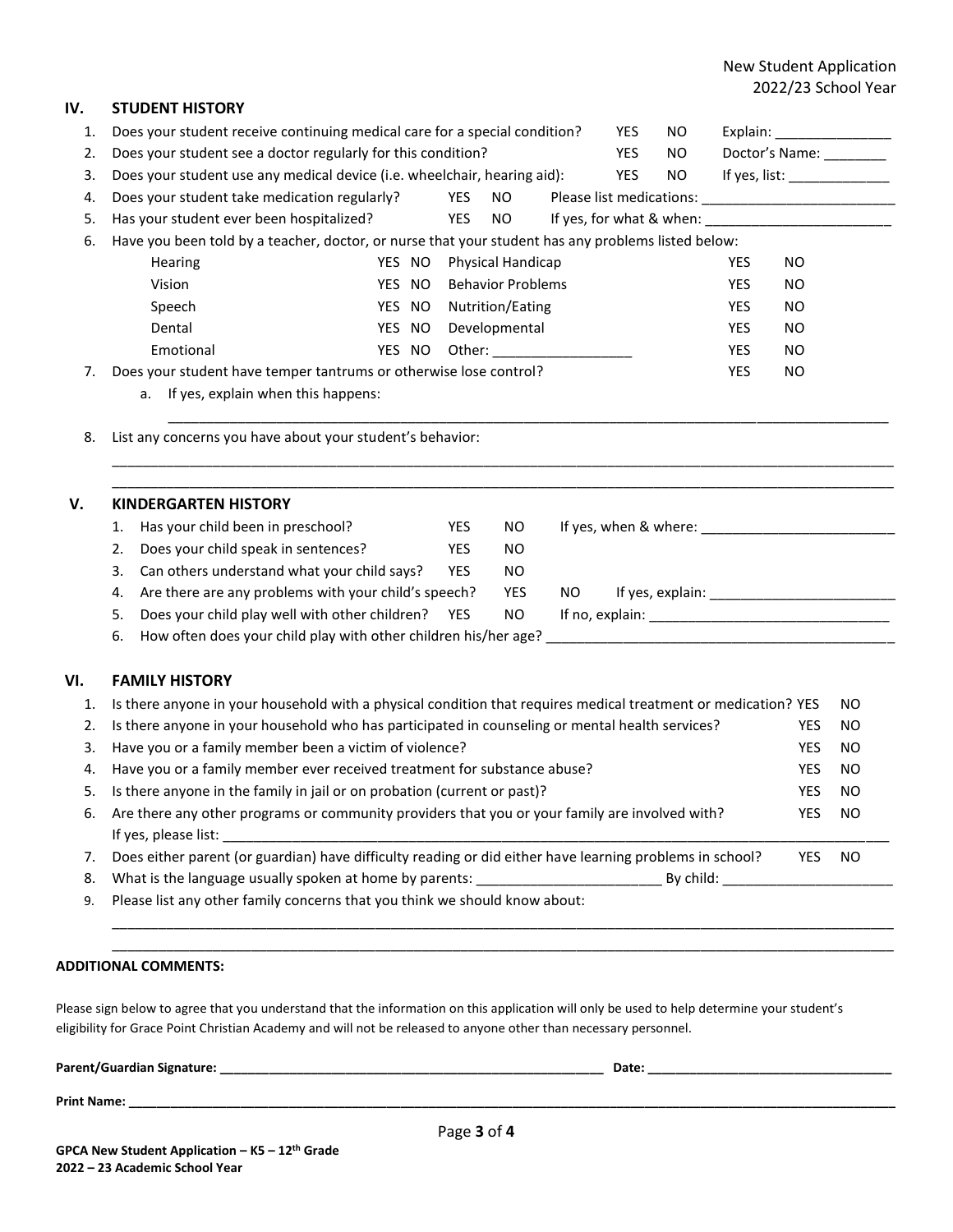## IV. STUDENT HISTORY

1. Does your student receive continuing medical care for a special condition? YES NO Explain: _______________
2. Does your student see a doctor regularly for this condition? YES NO Doctor's Name: ________
3. Does your student use any medical device (i.e. wheelchair, hearing aid): YES NO If yes, list: _____________
4. Does your student take medication regularly? YES NO Please list medications: _________________________
5. Has your student ever been hospitalized? YES NO If yes, for what & when: ________________________
6. Have you been told by a teacher, doctor, or nurse that your student has any problems listed below:

| | | | | | |
|---|---|---|---|---|---|
| Hearing | YES | NO | Physical Handicap | YES | NO |
| Vision | YES | NO | Behavior Problems | YES | NO |
| Speech | YES | NO | Nutrition/Eating | YES | NO |
| Dental | YES | NO | Developmental | YES | NO |
| Emotional | YES | NO | Other: __________________ | YES | NO |

7. Does your student have temper tantrums or otherwise lose control? YES NO
   a. If yes, explain when this happens:
   ______________________________________________________________________________________
8. List any concerns you have about your student's behavior:
   ______________________________________________________________________________________
   ______________________________________________________________________________________

## V. KINDERGARTEN HISTORY

1. Has your child been in preschool? YES NO If yes, when & where: _________________________
2. Does your child speak in sentences? YES NO
3. Can others understand what your child says? YES NO
4. Are there are any problems with your child's speech? YES NO If yes, explain: ________________________
5. Does your child play well with other children? YES NO If no, explain: _______________________________
6. How often does your child play with other children his/her age? _____________________________________________

## VI. FAMILY HISTORY

1. Is there anyone in your household with a physical condition that requires medical treatment or medication? YES NO
2. Is there anyone in your household who has participated in counseling or mental health services? YES NO
3. Have you or a family member been a victim of violence? YES NO
4. Have you or a family member ever received treatment for substance abuse? YES NO
5. Is there anyone in the family in jail or on probation (current or past)? YES NO
6. Are there any other programs or community providers that you or your family are involved with? YES NO
   If yes, please list: ___________________________________________________________________________________
7. Does either parent (or guardian) have difficulty reading or did either have learning problems in school? YES NO
8. What is the language usually spoken at home by parents: _______________________ By child: ______________________
9. Please list any other family concerns that you think we should know about:
   ______________________________________________________________________________________
   ______________________________________________________________________________________

**ADDITIONAL COMMENTS:**

Please sign below to agree that you understand that the information on this application will only be used to help determine your student's eligibility for Grace Point Christian Academy and will not be released to anyone other than necessary personnel.

**Parent/Guardian Signature:** _______________________________________________________ **Date:** __________________________________

**Print Name:** ____________________________________________________________________________________________________________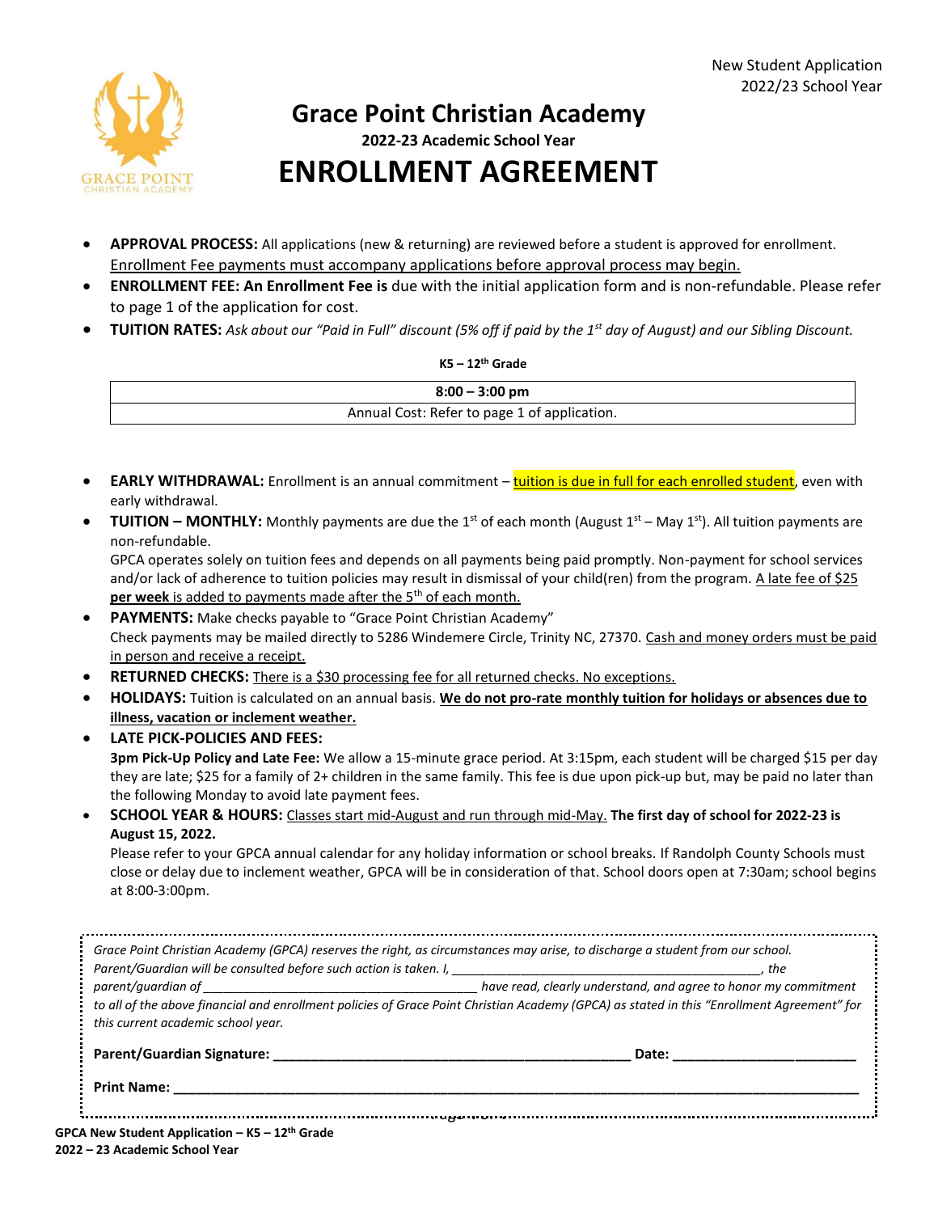New Student Application
2022/23 School Year

# Grace Point Christian Academy

**2022-23 Academic School Year**

# ENROLLMENT AGREEMENT

- **APPROVAL PROCESS:** All applications (new & returning) are reviewed before a student is approved for enrollment. Enrollment Fee payments must accompany applications before approval process may begin.
- **ENROLLMENT FEE: An Enrollment Fee is** due with the initial application form and is non-refundable. Please refer to page 1 of the application for cost.
- **TUITION RATES:** *Ask about our "Paid in Full" discount (5% off if paid by the 1st day of August) and our Sibling Discount.*

**K5 – 12th Grade**

| **8:00 – 3:00 pm** |
|---|
| Annual Cost: Refer to page 1 of application. |

- **EARLY WITHDRAWAL:** Enrollment is an annual commitment – tuition is due in full for each enrolled student, even with early withdrawal.
- **TUITION – MONTHLY:** Monthly payments are due the 1st of each month (August 1st – May 1st). All tuition payments are non-refundable.
  GPCA operates solely on tuition fees and depends on all payments being paid promptly. Non-payment for school services and/or lack of adherence to tuition policies may result in dismissal of your child(ren) from the program. A late fee of $25 **per week** is added to payments made after the 5th of each month.
- **PAYMENTS:** Make checks payable to "Grace Point Christian Academy"
  Check payments may be mailed directly to 5286 Windemere Circle, Trinity NC, 27370. Cash and money orders must be paid in person and receive a receipt.
- **RETURNED CHECKS:** There is a $30 processing fee for all returned checks. No exceptions.
- **HOLIDAYS:** Tuition is calculated on an annual basis. **We do not pro-rate monthly tuition for holidays or absences due to illness, vacation or inclement weather.**
- **LATE PICK-POLICIES AND FEES:**
  **3pm Pick-Up Policy and Late Fee:** We allow a 15-minute grace period. At 3:15pm, each student will be charged $15 per day they are late; $25 for a family of 2+ children in the same family. This fee is due upon pick-up but, may be paid no later than the following Monday to avoid late payment fees.
- **SCHOOL YEAR & HOURS:** Classes start mid-August and run through mid-May. **The first day of school for 2022-23 is August 15, 2022.**
  Please refer to your GPCA annual calendar for any holiday information or school breaks. If Randolph County Schools must close or delay due to inclement weather, GPCA will be in consideration of that. School doors open at 7:30am; school begins at 8:00-3:00pm.

---

*Grace Point Christian Academy (GPCA) reserves the right, as circumstances may arise, to discharge a student from our school. Parent/Guardian will be consulted before such action is taken. I, ____________________________________________, the parent/guardian of ______________________________________ have read, clearly understand, and agree to honor my commitment to all of the above financial and enrollment policies of Grace Point Christian Academy (GPCA) as stated in this "Enrollment Agreement" for this current academic school year.*

**Parent/Guardian Signature:** ______________________________________________ **Date:** ________________________

**Print Name:** ______________________________________________________________________________________

---

**GPCA New Student Application – K5 – 12th Grade**
**2022 – 23 Academic School Year**